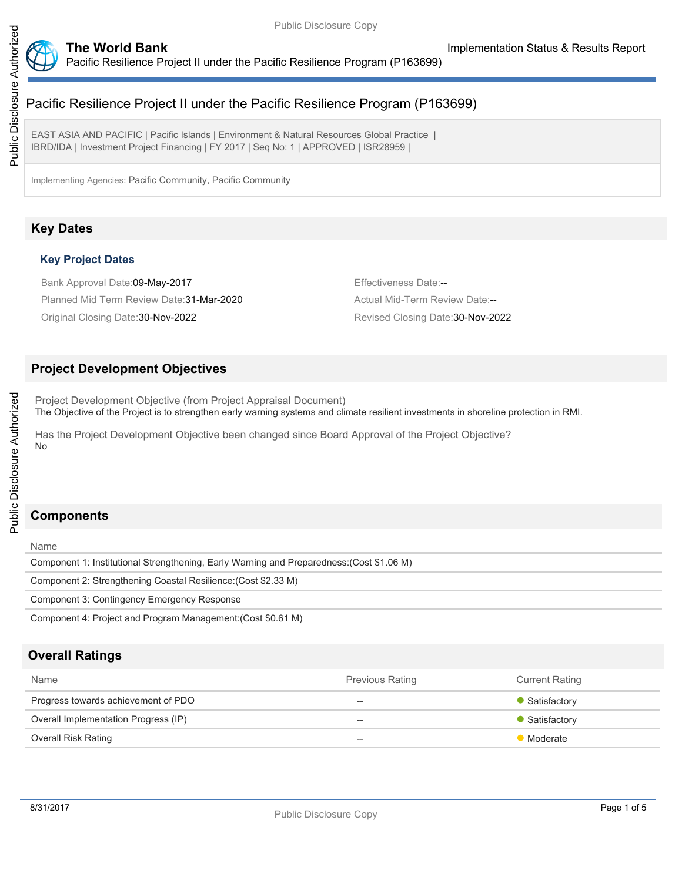# Pacific Resilience Project II under the Pacific Resilience Program (P163699)

EAST ASIA AND PACIFIC | Pacific Islands | Environment & Natural Resources Global Practice | IBRD/IDA | Investment Project Financing | FY 2017 | Seq No: 1 | APPROVED | ISR28959 |

Implementing Agencies: Pacific Community, Pacific Community

## Key Dates

### Key Project Dates

Bank Approval Date:09-May-2017

Effectiveness Date:--

Planned Mid Term Review Date:31-Mar-2020

Actual Mid-Term Review Date:--

Original Closing Date:30-Nov-2022

Revised Closing Date:30-Nov-2022

## Project Development Objectives

Project Development Objective (from Project Appraisal Document)

The Objective of the Project is to strengthen early warning systems and climate resilient investments in shoreline protection in RMI.

Has the Project Development Objective been changed since Board Approval of the Project Objective?

No

## Components

| Name |
|---|
| Component 1: Institutional Strengthening, Early Warning and Preparedness:(Cost $1.06 M) |
| Component 2: Strengthening Coastal Resilience:(Cost $2.33 M) |
| Component 3: Contingency Emergency Response |
| Component 4: Project and Program Management:(Cost $0.61 M) |

## Overall Ratings

| Name | Previous Rating | Current Rating |
|---|---|---|
| Progress towards achievement of PDO | -- | Satisfactory |
| Overall Implementation Progress (IP) | -- | Satisfactory |
| Overall Risk Rating | -- | Moderate |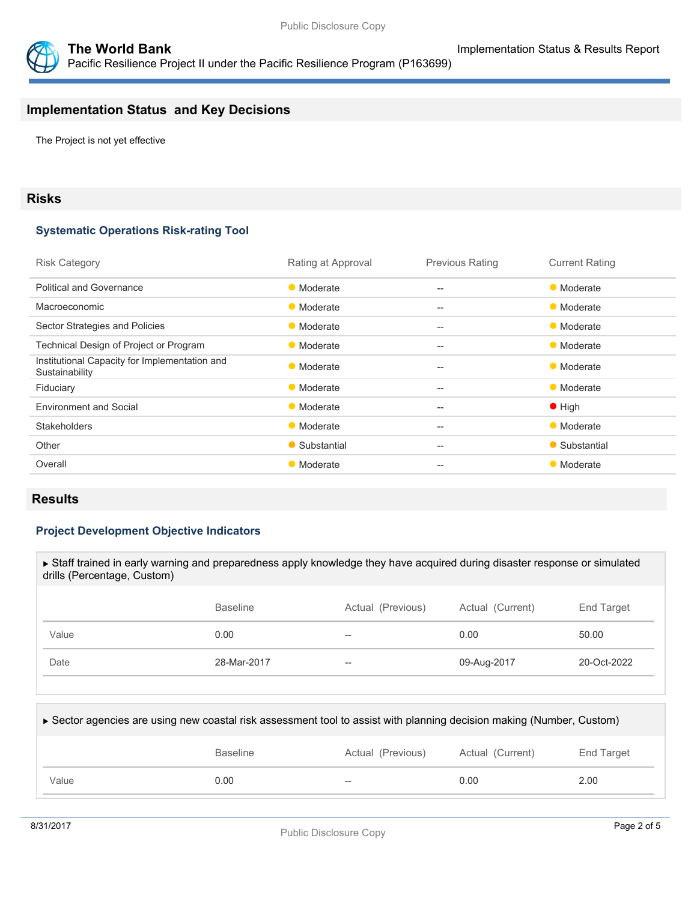## Implementation Status and Key Decisions

The Project is not yet effective

## Risks

### Systematic Operations Risk-rating Tool

| Risk Category | Rating at Approval | Previous Rating | Current Rating |
| --- | --- | --- | --- |
| Political and Governance | Moderate | -- | Moderate |
| Macroeconomic | Moderate | -- | Moderate |
| Sector Strategies and Policies | Moderate | -- | Moderate |
| Technical Design of Project or Program | Moderate | -- | Moderate |
| Institutional Capacity for Implementation and Sustainability | Moderate | -- | Moderate |
| Fiduciary | Moderate | -- | Moderate |
| Environment and Social | Moderate | -- | High |
| Stakeholders | Moderate | -- | Moderate |
| Other | Substantial | -- | Substantial |
| Overall | Moderate | -- | Moderate |

## Results

### Project Development Objective Indicators

▶ Staff trained in early warning and preparedness apply knowledge they have acquired during disaster response or simulated drills (Percentage, Custom)

| | Baseline | Actual (Previous) | Actual (Current) | End Target |
| --- | --- | --- | --- | --- |
| Value | 0.00 | -- | 0.00 | 50.00 |
| Date | 28-Mar-2017 | -- | 09-Aug-2017 | 20-Oct-2022 |

▶ Sector agencies are using new coastal risk assessment tool to assist with planning decision making (Number, Custom)

| | Baseline | Actual (Previous) | Actual (Current) | End Target |
| --- | --- | --- | --- | --- |
| Value | 0.00 | -- | 0.00 | 2.00 |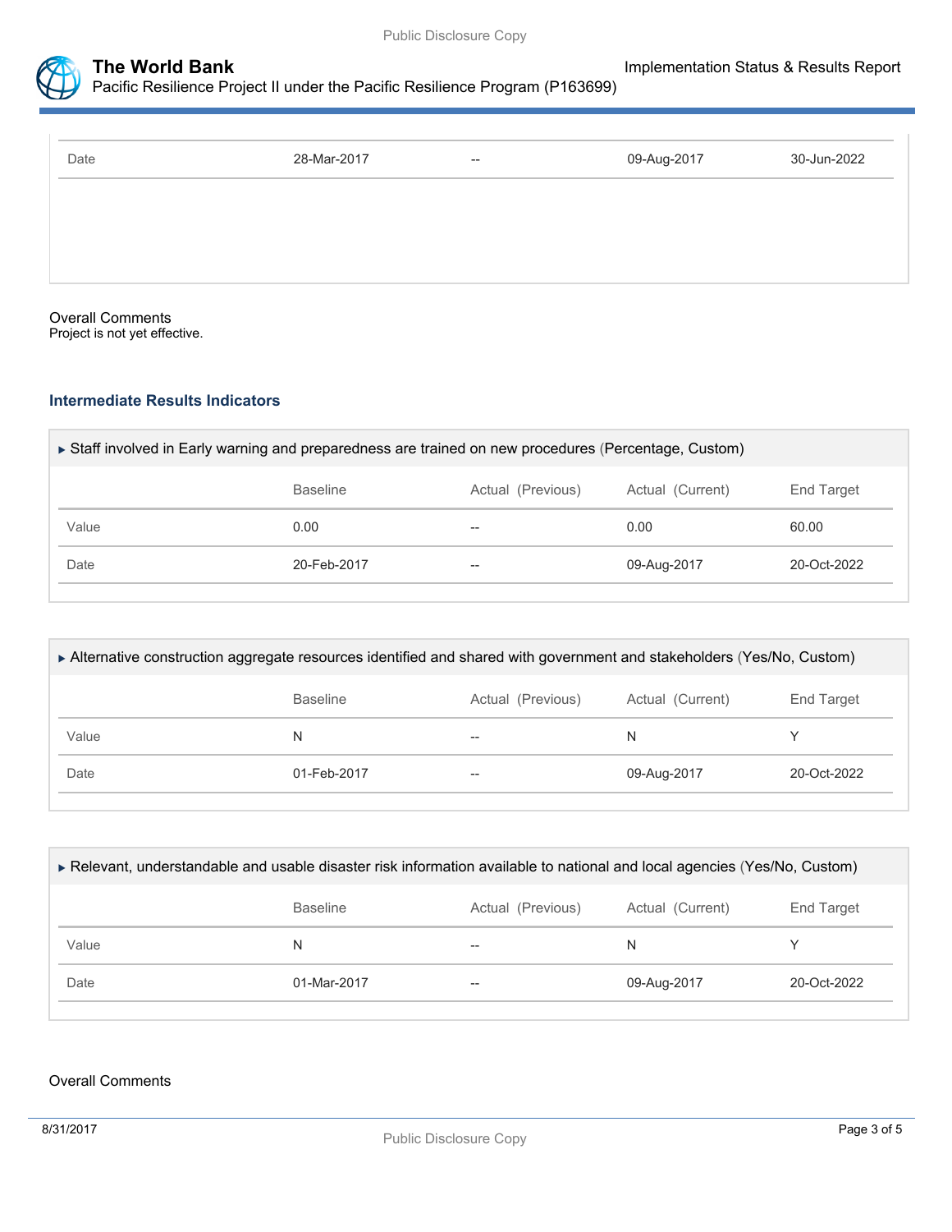| | | | | |
|---|---|---|---|---|
| Date | 28-Mar-2017 | -- | 09-Aug-2017 | 30-Jun-2022 |

Overall Comments
Project is not yet effective.

### Intermediate Results Indicators

▶ Staff involved in Early warning and preparedness are trained on new procedures (Percentage, Custom)

| | Baseline | Actual (Previous) | Actual (Current) | End Target |
|---|---|---|---|---|
| Value | 0.00 | -- | 0.00 | 60.00 |
| Date | 20-Feb-2017 | -- | 09-Aug-2017 | 20-Oct-2022 |

▶ Alternative construction aggregate resources identified and shared with government and stakeholders (Yes/No, Custom)

| | Baseline | Actual (Previous) | Actual (Current) | End Target |
|---|---|---|---|---|
| Value | N | -- | N | Y |
| Date | 01-Feb-2017 | -- | 09-Aug-2017 | 20-Oct-2022 |

▶ Relevant, understandable and usable disaster risk information available to national and local agencies (Yes/No, Custom)

| | Baseline | Actual (Previous) | Actual (Current) | End Target |
|---|---|---|---|---|
| Value | N | -- | N | Y |
| Date | 01-Mar-2017 | -- | 09-Aug-2017 | 20-Oct-2022 |

Overall Comments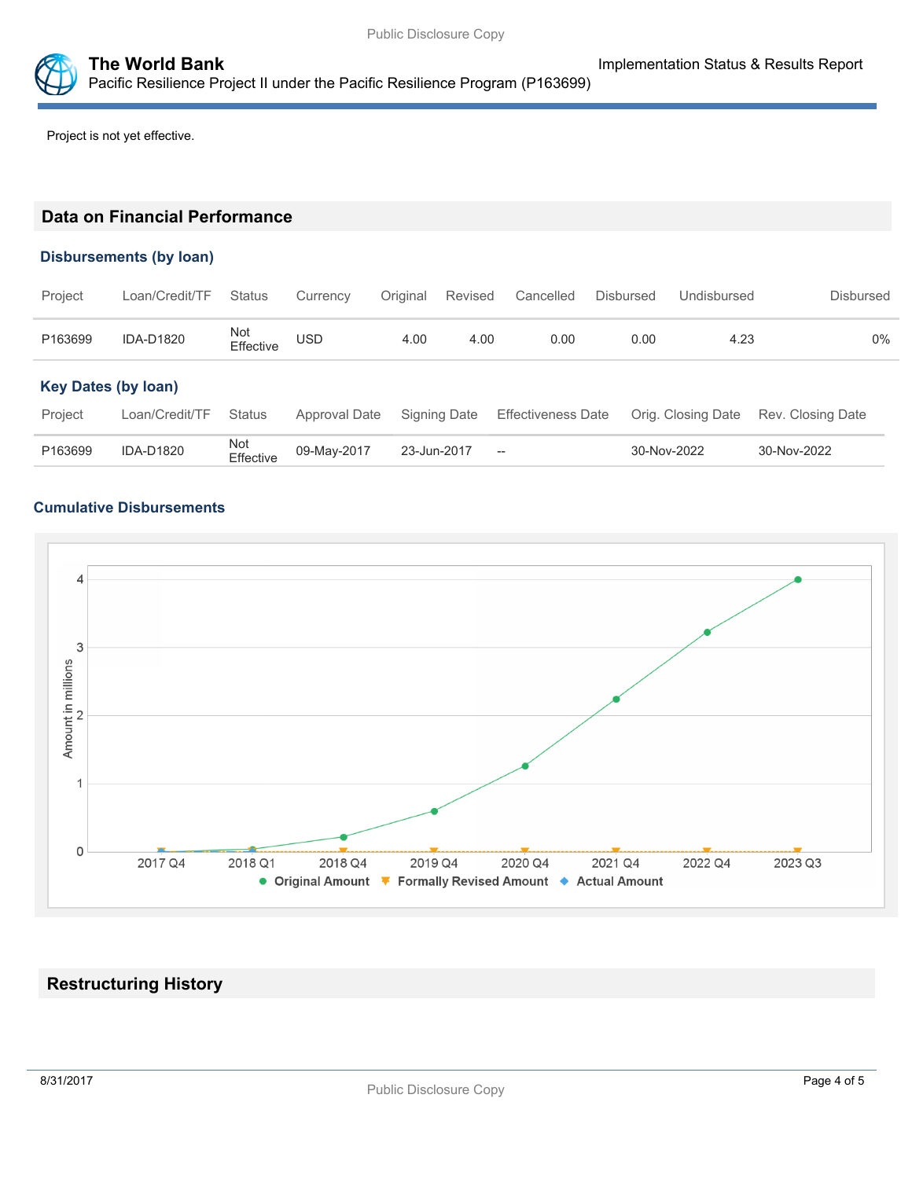Project is not yet effective.

## Data on Financial Performance

### Disbursements (by loan)

| Project | Loan/Credit/TF | Status | Currency | Original | Revised | Cancelled | Disbursed | Undisbursed | Disbursed |
|---|---|---|---|---|---|---|---|---|---|
| P163699 | IDA-D1820 | Not Effective | USD | 4.00 | 4.00 | 0.00 | 0.00 | 4.23 | 0% |

### Key Dates (by loan)

| Project | Loan/Credit/TF | Status | Approval Date | Signing Date | Effectiveness Date | Orig. Closing Date | Rev. Closing Date |
|---|---|---|---|---|---|---|---|
| P163699 | IDA-D1820 | Not Effective | 09-May-2017 | 23-Jun-2017 | -- | 30-Nov-2022 | 30-Nov-2022 |

### Cumulative Disbursements

## Restructuring History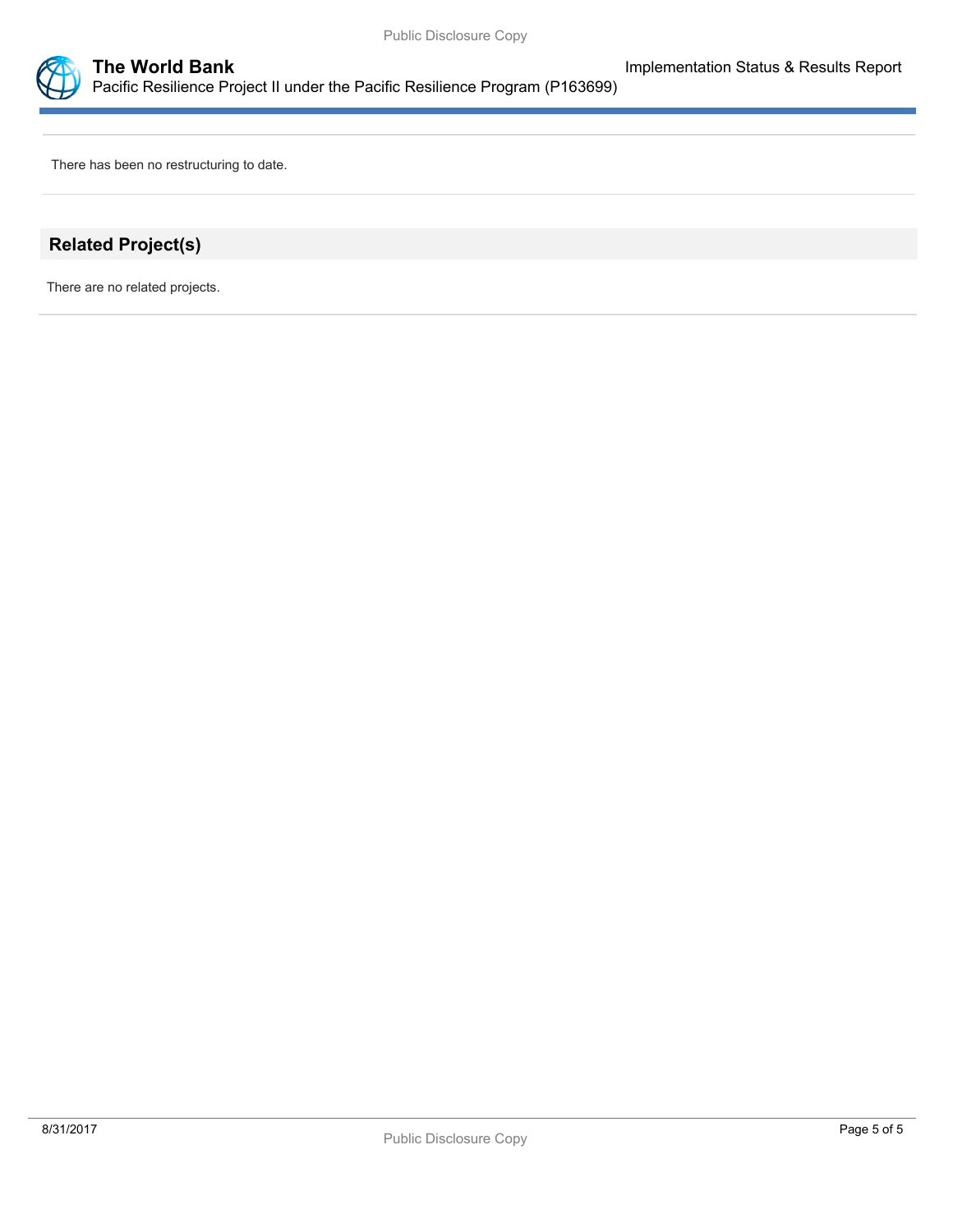There has been no restructuring to date.

## Related Project(s)

There are no related projects.